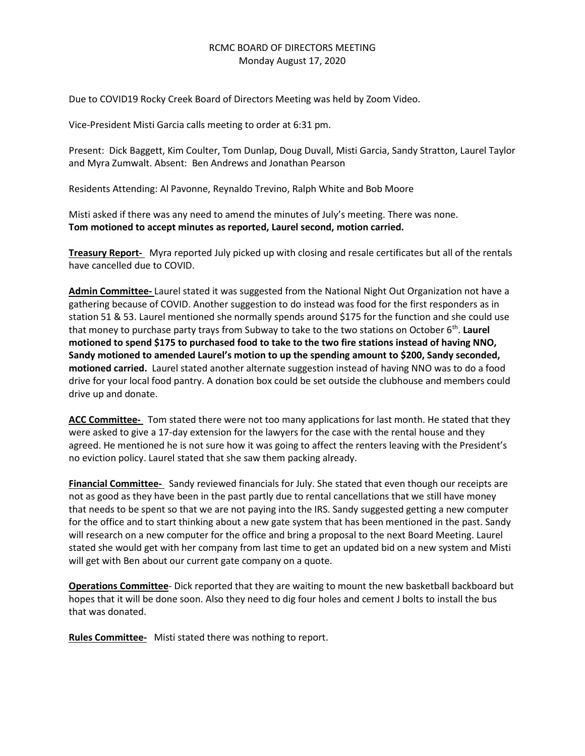RCMC BOARD OF DIRECTORS MEETING
Monday August 17, 2020

Due to COVID19 Rocky Creek Board of Directors Meeting was held by Zoom Video.

Vice-President Misti Garcia calls meeting to order at 6:31 pm.

Present: Dick Baggett, Kim Coulter, Tom Dunlap, Doug Duvall, Misti Garcia, Sandy Stratton, Laurel Taylor and Myra Zumwalt. Absent: Ben Andrews and Jonathan Pearson

Residents Attending: Al Pavonne, Reynaldo Trevino, Ralph White and Bob Moore

Misti asked if there was any need to amend the minutes of July's meeting. There was none.
**Tom motioned to accept minutes as reported, Laurel second, motion carried.**

**Treasury Report-** Myra reported July picked up with closing and resale certificates but all of the rentals have cancelled due to COVID.

**Admin Committee-** Laurel stated it was suggested from the National Night Out Organization not have a gathering because of COVID. Another suggestion to do instead was food for the first responders as in station 51 & 53. Laurel mentioned she normally spends around $175 for the function and she could use that money to purchase party trays from Subway to take to the two stations on October 6th. **Laurel motioned to spend $175 to purchased food to take to the two fire stations instead of having NNO, Sandy motioned to amended Laurel's motion to up the spending amount to $200, Sandy seconded, motioned carried.** Laurel stated another alternate suggestion instead of having NNO was to do a food drive for your local food pantry. A donation box could be set outside the clubhouse and members could drive up and donate.

**ACC Committee-** Tom stated there were not too many applications for last month. He stated that they were asked to give a 17-day extension for the lawyers for the case with the rental house and they agreed. He mentioned he is not sure how it was going to affect the renters leaving with the President's no eviction policy. Laurel stated that she saw them packing already.

**Financial Committee-** Sandy reviewed financials for July. She stated that even though our receipts are not as good as they have been in the past partly due to rental cancellations that we still have money that needs to be spent so that we are not paying into the IRS. Sandy suggested getting a new computer for the office and to start thinking about a new gate system that has been mentioned in the past. Sandy will research on a new computer for the office and bring a proposal to the next Board Meeting. Laurel stated she would get with her company from last time to get an updated bid on a new system and Misti will get with Ben about our current gate company on a quote.

**Operations Committee**- Dick reported that they are waiting to mount the new basketball backboard but hopes that it will be done soon. Also they need to dig four holes and cement J bolts to install the bus that was donated.

**Rules Committee-** Misti stated there was nothing to report.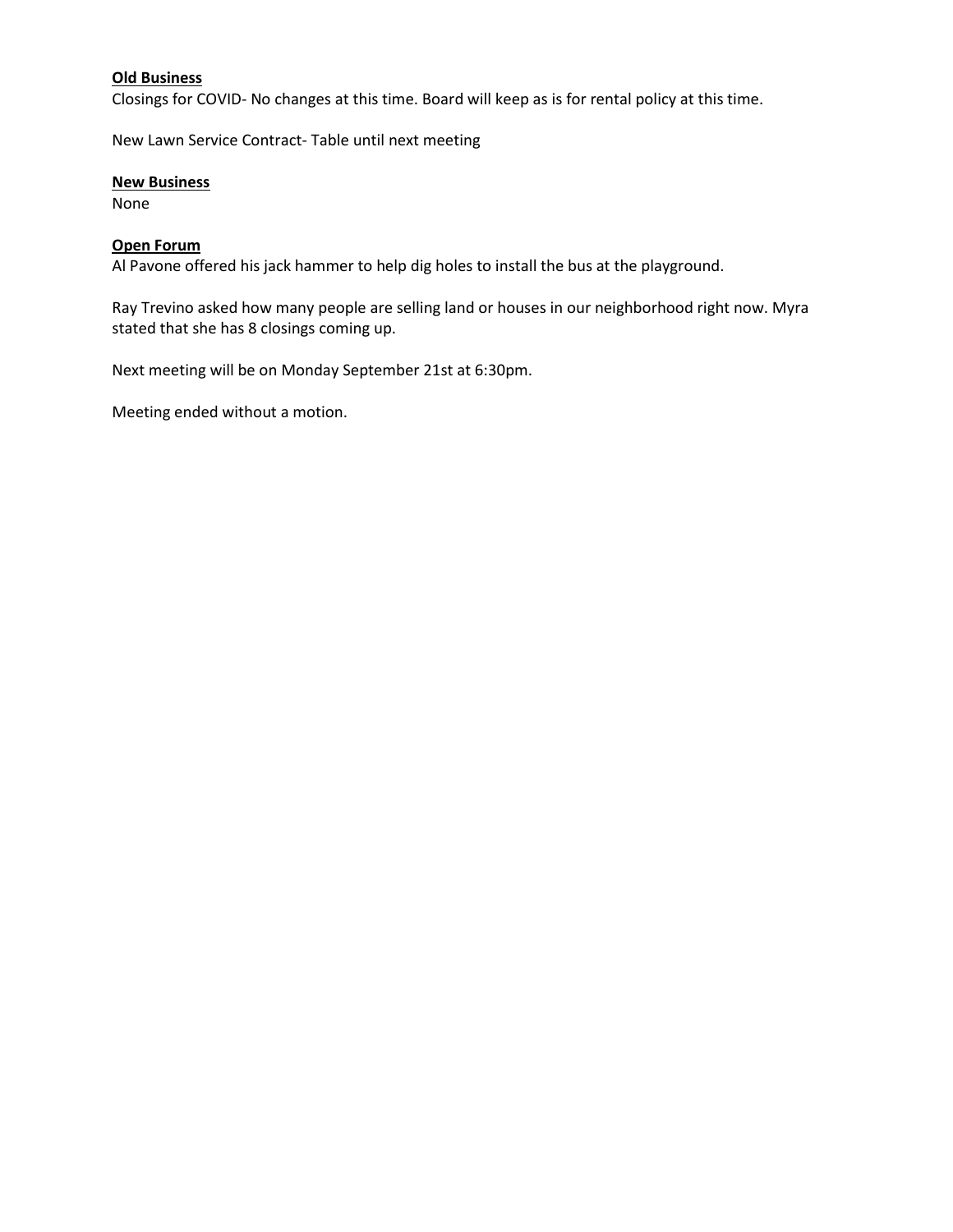**Old Business**

Closings for COVID- No changes at this time. Board will keep as is for rental policy at this time.

New Lawn Service Contract- Table until next meeting

**New Business**

None

**Open Forum**

Al Pavone offered his jack hammer to help dig holes to install the bus at the playground.

Ray Trevino asked how many people are selling land or houses in our neighborhood right now. Myra stated that she has 8 closings coming up.

Next meeting will be on Monday September 21st at 6:30pm.

Meeting ended without a motion.